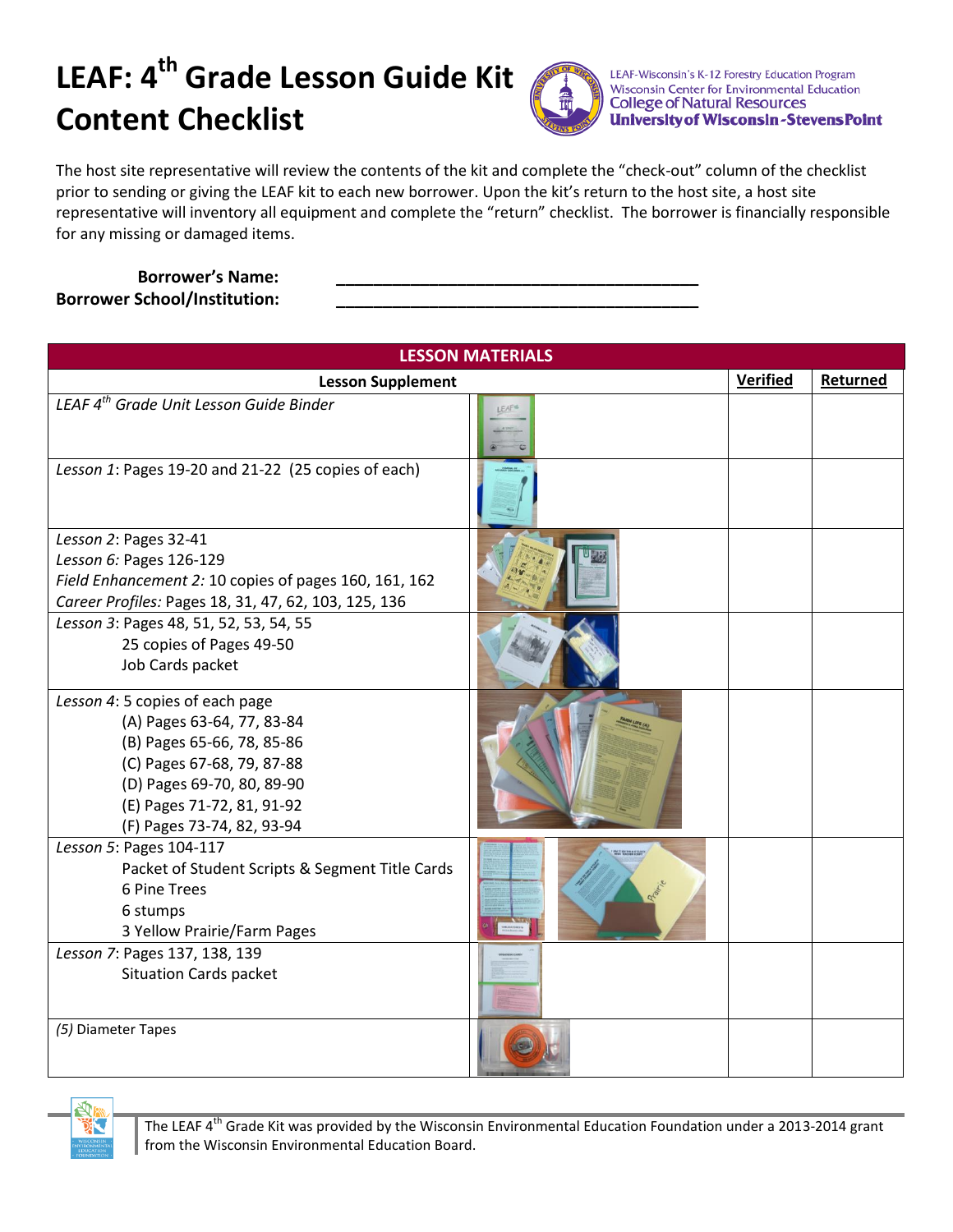# LEAF: 4th Grade Lesson Guide Kit Content Checklist

LEAF-Wisconsin's K-12 Forestry Education Program
Wisconsin Center for Environmental Education
College of Natural Resources
University of Wisconsin-Stevens Point

The host site representative will review the contents of the kit and complete the "check-out" column of the checklist prior to sending or giving the LEAF kit to each new borrower. Upon the kit's return to the host site, a host site representative will inventory all equipment and complete the "return" checklist. The borrower is financially responsible for any missing or damaged items.

**Borrower's Name:** ________________________________________

**Borrower School/Institution:** ________________________________________

| LESSON MATERIALS | | | |
|---|---|---|---|
| **Lesson Supplement** | | **Verified** | **Returned** |
| *LEAF 4th Grade Unit Lesson Guide Binder* | | | |
| *Lesson 1*: Pages 19-20 and 21-22 (25 copies of each) | | | |
| *Lesson 2*: Pages 32-41<br>*Lesson 6:* Pages 126-129<br>*Field Enhancement 2:* 10 copies of pages 160, 161, 162<br>*Career Profiles:* Pages 18, 31, 47, 62, 103, 125, 136 | | | |
| *Lesson 3*: Pages 48, 51, 52, 53, 54, 55<br>25 copies of Pages 49-50<br>Job Cards packet | | | |
| *Lesson 4*: 5 copies of each page<br>(A) Pages 63-64, 77, 83-84<br>(B) Pages 65-66, 78, 85-86<br>(C) Pages 67-68, 79, 87-88<br>(D) Pages 69-70, 80, 89-90<br>(E) Pages 71-72, 81, 91-92<br>(F) Pages 73-74, 82, 93-94 | | | |
| *Lesson 5*: Pages 104-117<br>Packet of Student Scripts & Segment Title Cards<br>6 Pine Trees<br>6 stumps<br>3 Yellow Prairie/Farm Pages | | | |
| *Lesson 7*: Pages 137, 138, 139<br>Situation Cards packet | | | |
| *(5)* Diameter Tapes | | | |

The LEAF 4th Grade Kit was provided by the Wisconsin Environmental Education Foundation under a 2013-2014 grant from the Wisconsin Environmental Education Board.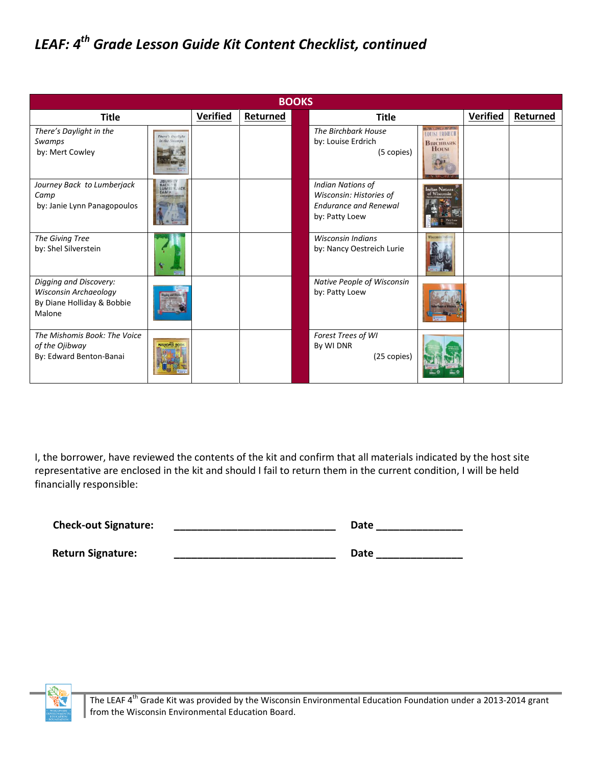# *LEAF: 4th Grade Lesson Guide Kit Content Checklist, continued*

| BOOKS | | | | | | | |
|---|---|---|---|---|---|---|---|
| **Title** | | **Verified** | **Returned** | **Title** | | **Verified** | **Returned** |
| *There's Daylight in the Swamps* by: Mert Cowley | | | | *The Birchbark House* by: Louise Erdrich (5 copies) | | | |
| *Journey Back to Lumberjack Camp* by: Janie Lynn Panagopoulos | | | | *Indian Nations of Wisconsin: Histories of Endurance and Renewal* by: Patty Loew | | | |
| *The Giving Tree* by: Shel Silverstein | | | | *Wisconsin Indians* by: Nancy Oestreich Lurie | | | |
| *Digging and Discovery: Wisconsin Archaeology* By Diane Holliday & Bobbie Malone | | | | *Native People of Wisconsin* by: Patty Loew | | | |
| *The Mishomis Book: The Voice of the Ojibway* By: Edward Benton-Banai | | | | *Forest Trees of WI* By WI DNR (25 copies) | | | |

I, the borrower, have reviewed the contents of the kit and confirm that all materials indicated by the host site representative are enclosed in the kit and should I fail to return them in the current condition, I will be held financially responsible:

**Check-out Signature:** ______________________________ **Date** _______________

**Return Signature:** ______________________________ **Date** _______________

The LEAF 4th Grade Kit was provided by the Wisconsin Environmental Education Foundation under a 2013-2014 grant from the Wisconsin Environmental Education Board.